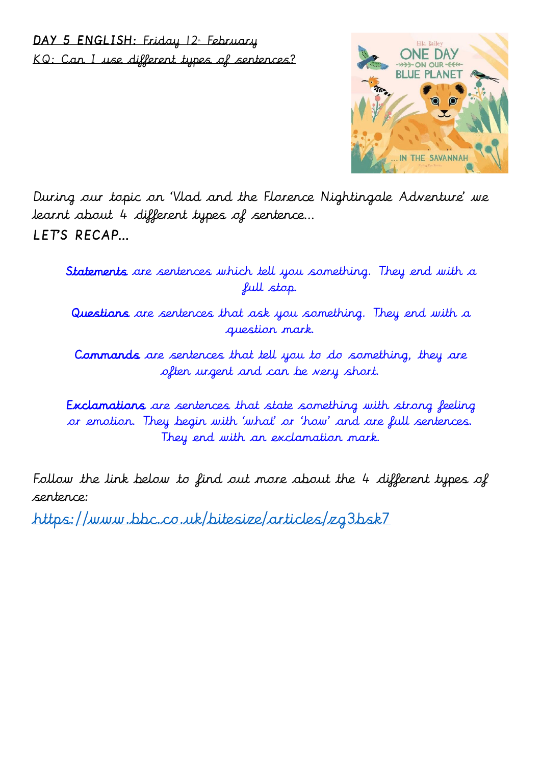**DAY 5 ENGLISH:** Friday 12th February

KQ: Can I use different types of sentences?

During our topic on 'Vlad and the Florence Nightingale Adventure' we learnt about 4 different types of sentence...

LET'S RECAP...

**Statements** are sentences which tell you something. They end with a full stop.

**Questions** are sentences that ask you something. They end with a question mark.

**Commands** are sentences that tell you to do something, they are often urgent and can be very short.

**Exclamations** are sentences that state something with strong feeling or emotion. They begin with 'what' or 'how' and are full sentences. They end with an exclamation mark.

Follow the link below to find out more about the 4 different types of sentence:

https://www.bbc.co.uk/bitesize/articles/zg3bsk7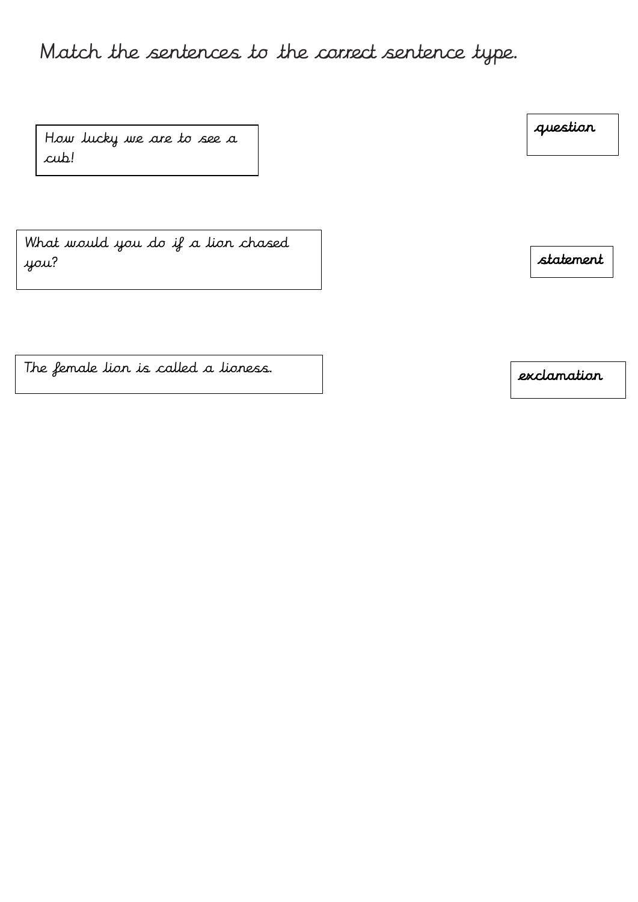# Match the sentences to the correct sentence type.

How lucky we are to see a cub!

What would you do if a lion chased you?

The female lion is called a lioness.

**question**

**statement**

**exclamation**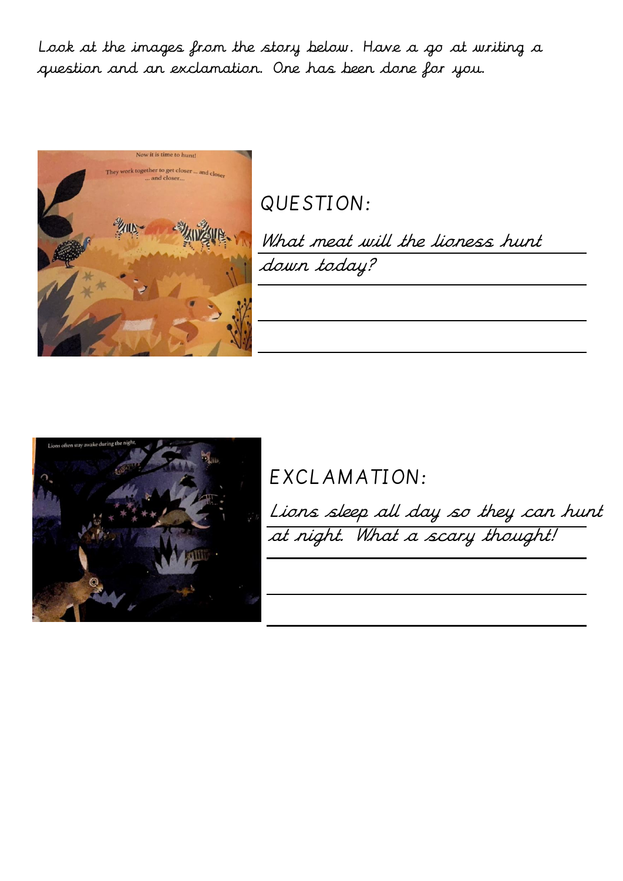Look at the images from the story below. Have a go at writing a question and an exclamation. One has been done for you.

QUESTION:

What meat will the lioness hunt down today?

EXCLAMATION:

Lions sleep all day so they can hunt at night. What a scary thought!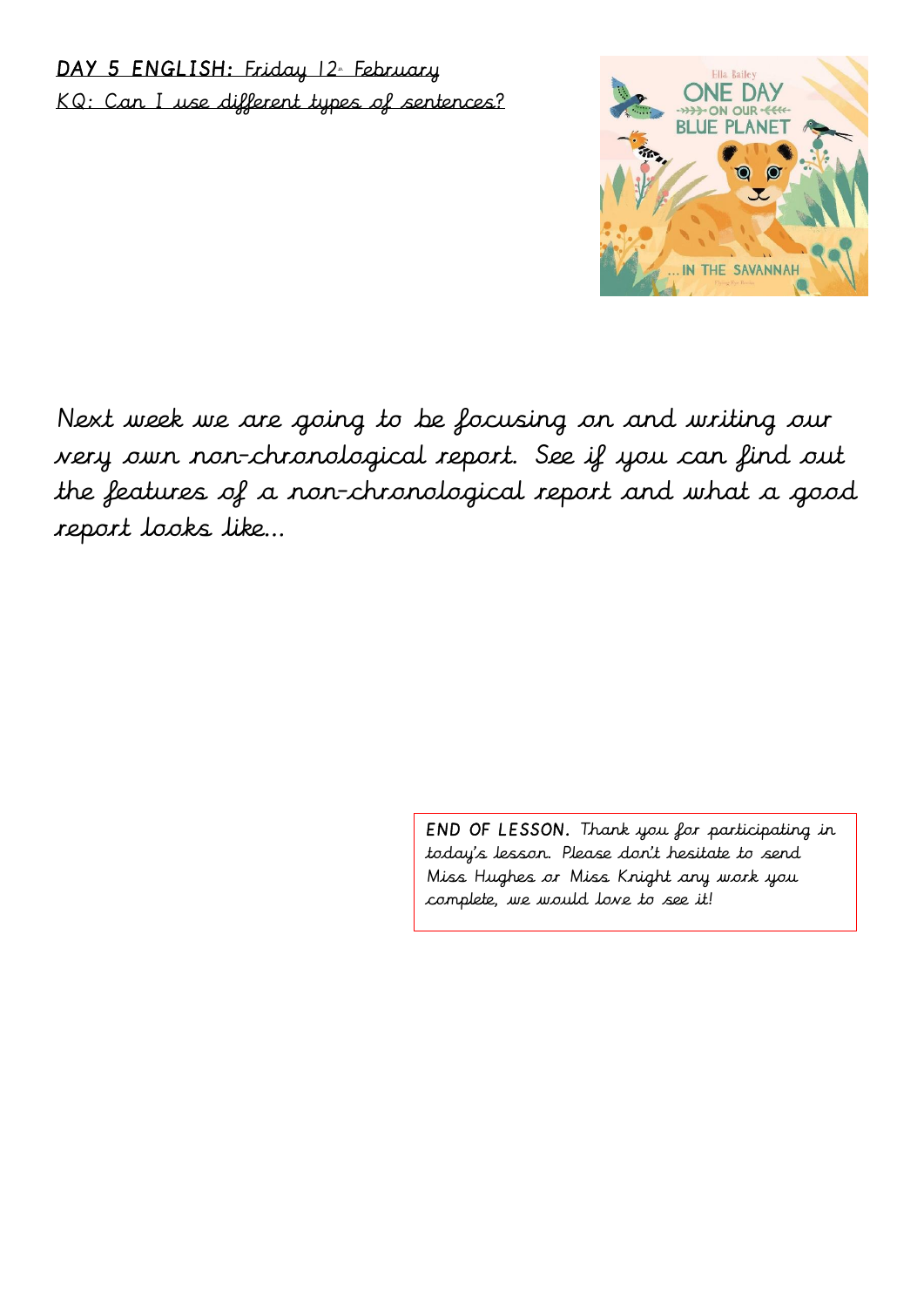**DAY 5 ENGLISH:** Friday 12th February

KQ: Can I use different types of sentences?

Next week we are going to be focusing on and writing our very own non-chronological report. See if you can find out the features of a non-chronological report and what a good report looks like...

**END OF LESSON.** Thank you for participating in today's lesson. Please don't hesitate to send Miss Hughes or Miss Knight any work you complete, we would love to see it!